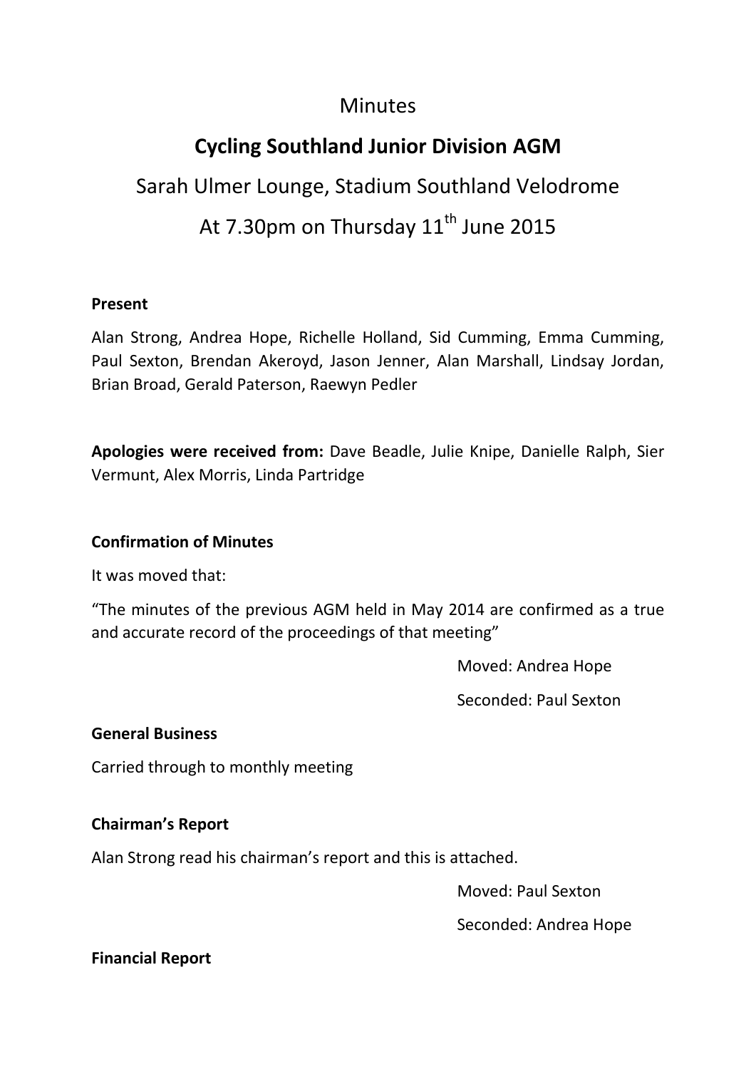# Minutes

## Cycling Southland Junior Division AGM

Sarah Ulmer Lounge, Stadium Southland Velodrome

At 7.30pm on Thursday 11th June 2015

**Present**

Alan Strong, Andrea Hope, Richelle Holland, Sid Cumming, Emma Cumming, Paul Sexton, Brendan Akeroyd, Jason Jenner, Alan Marshall, Lindsay Jordan, Brian Broad, Gerald Paterson, Raewyn Pedler

**Apologies were received from:** Dave Beadle, Julie Knipe, Danielle Ralph, Sier Vermunt, Alex Morris, Linda Partridge

**Confirmation of Minutes**

It was moved that:

"The minutes of the previous AGM held in May 2014 are confirmed as a true and accurate record of the proceedings of that meeting"

Moved: Andrea Hope

Seconded: Paul Sexton

**General Business**

Carried through to monthly meeting

**Chairman's Report**

Alan Strong read his chairman's report and this is attached.

Moved: Paul Sexton

Seconded: Andrea Hope

**Financial Report**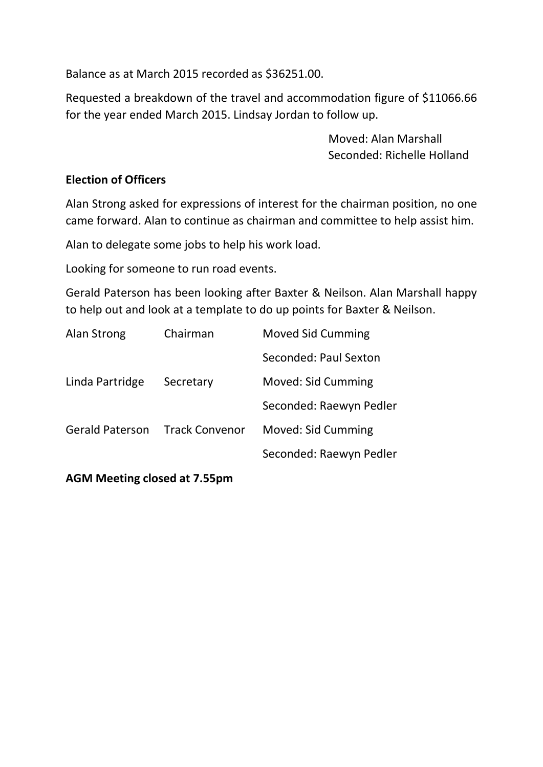Balance as at March 2015 recorded as $36251.00.

Requested a breakdown of the travel and accommodation figure of $11066.66 for the year ended March 2015. Lindsay Jordan to follow up.

Moved: Alan Marshall
Seconded: Richelle Holland

**Election of Officers**

Alan Strong asked for expressions of interest for the chairman position, no one came forward. Alan to continue as chairman and committee to help assist him.

Alan to delegate some jobs to help his work load.

Looking for someone to run road events.

Gerald Paterson has been looking after Baxter & Neilson. Alan Marshall happy to help out and look at a template to do up points for Baxter & Neilson.

| | | |
|---|---|---|
| Alan Strong | Chairman | Moved Sid Cumming |
| | | Seconded: Paul Sexton |
| Linda Partridge | Secretary | Moved: Sid Cumming |
| | | Seconded: Raewyn Pedler |
| Gerald Paterson | Track Convenor | Moved: Sid Cumming |
| | | Seconded: Raewyn Pedler |

**AGM Meeting closed at 7.55pm**